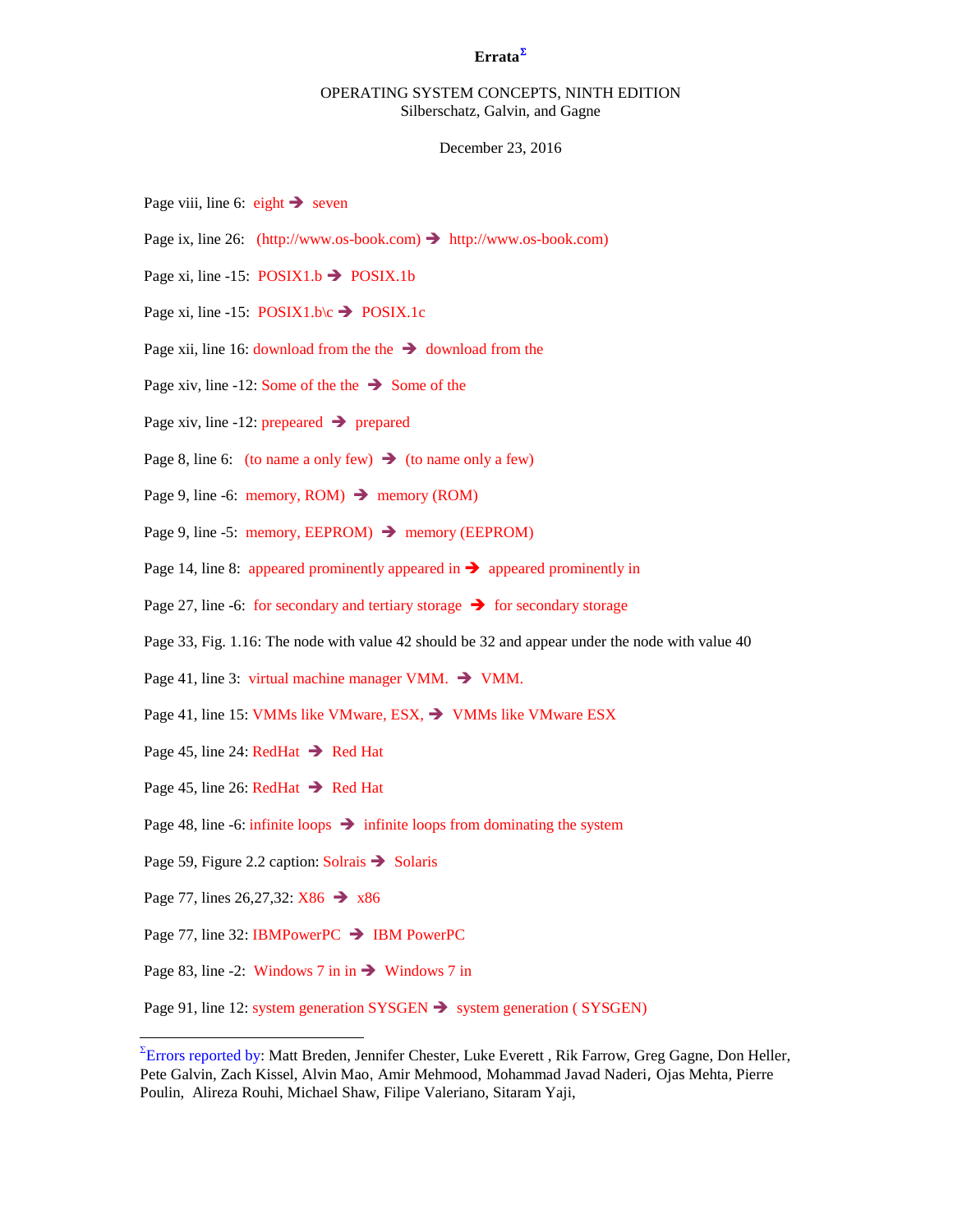# Errata[Σ]

OPERATING SYSTEM CONCEPTS, NINTH EDITION
Silberschatz, Galvin, and Gagne

December 23, 2016

Page viii, line 6: eight ➔ seven

Page ix, line 26: (http://www.os-book.com) ➔ http://www.os-book.com)

Page xi, line -15: POSIX1.b ➔ POSIX.1b

Page xi, line -15: POSIX1.b\c ➔ POSIX.1c

Page xii, line 16: download from the the ➔ download from the

Page xiv, line -12: Some of the the ➔ Some of the

Page xiv, line -12: prepeared ➔ prepared

Page 8, line 6: (to name a only few) ➔ (to name only a few)

Page 9, line -6: memory, ROM) ➔ memory (ROM)

Page 9, line -5: memory, EEPROM) ➔ memory (EEPROM)

Page 14, line 8: appeared prominently appeared in ➔ appeared prominently in

Page 27, line -6: for secondary and tertiary storage ➔ for secondary storage

Page 33, Fig. 1.16: The node with value 42 should be 32 and appear under the node with value 40

Page 41, line 3: virtual machine manager VMM. ➔ VMM.

Page 41, line 15: VMMs like VMware, ESX, ➔ VMMs like VMware ESX

Page 45, line 24: RedHat ➔ Red Hat

Page 45, line 26: RedHat ➔ Red Hat

Page 48, line -6: infinite loops ➔ infinite loops from dominating the system

Page 59, Figure 2.2 caption: Solrais ➔ Solaris

Page 77, lines 26,27,32: X86 ➔ x86

Page 77, line 32: IBMPowerPC ➔ IBM PowerPC

Page 83, line -2: Windows 7 in in ➔ Windows 7 in

Page 91, line 12: system generation SYSGEN ➔ system generation ( SYSGEN)

---

[Σ]Errors reported by: Matt Breden, Jennifer Chester, Luke Everett , Rik Farrow, Greg Gagne, Don Heller, Pete Galvin, Zach Kissel, Alvin Mao, Amir Mehmood, Mohammad Javad Naderi, Ojas Mehta, Pierre Poulin, Alireza Rouhi, Michael Shaw, Filipe Valeriano, Sitaram Yaji,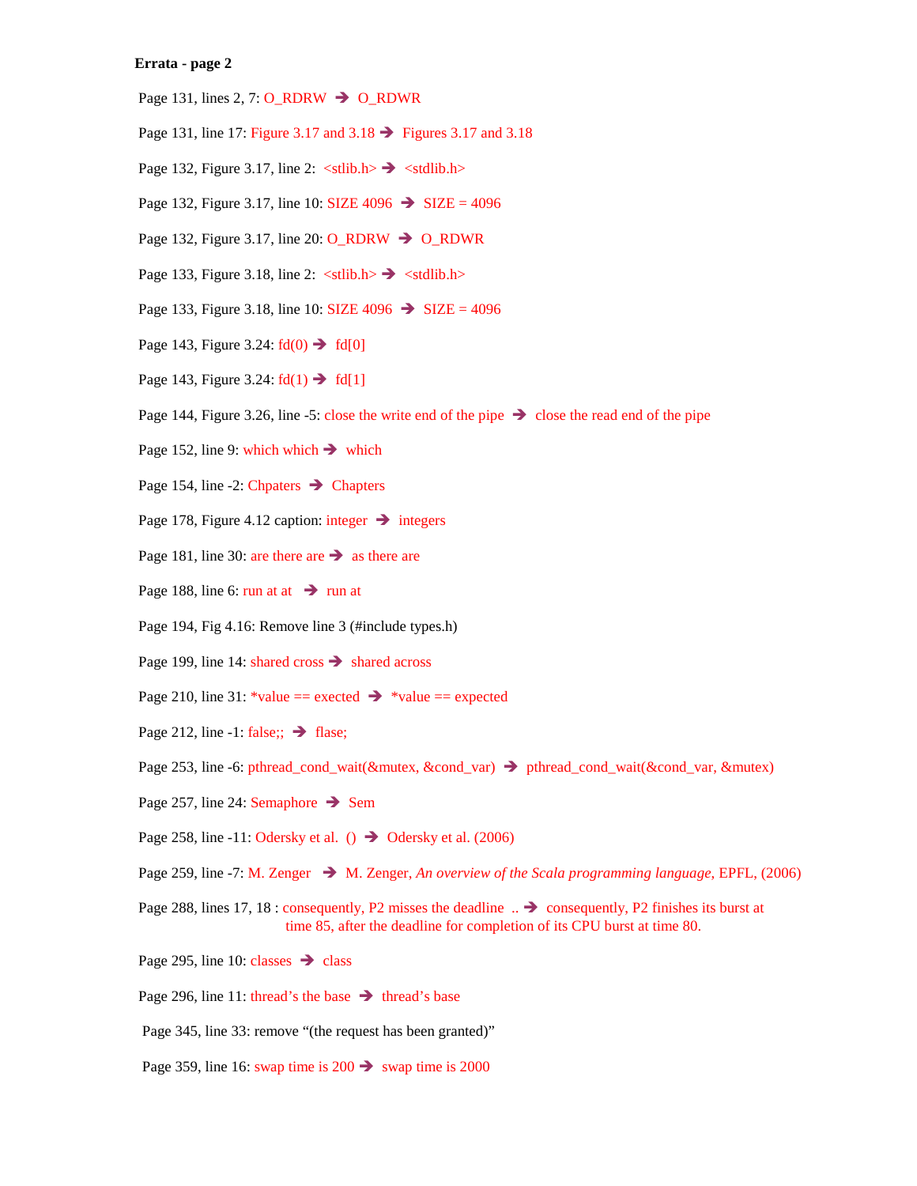**Errata - page 2**

Page 131, lines 2, 7: O_RDRW ➔ O_RDWR

Page 131, line 17: Figure 3.17 and 3.18 ➔ Figures 3.17 and 3.18

Page 132, Figure 3.17, line 2: <stlib.h> ➔ <stdlib.h>

Page 132, Figure 3.17, line 10: SIZE 4096 ➔ SIZE = 4096

Page 132, Figure 3.17, line 20: O_RDRW ➔ O_RDWR

Page 133, Figure 3.18, line 2: <stlib.h> ➔ <stdlib.h>

Page 133, Figure 3.18, line 10: SIZE 4096 ➔ SIZE = 4096

Page 143, Figure 3.24: fd(0) ➔ fd[0]

Page 143, Figure 3.24: fd(1) ➔ fd[1]

Page 144, Figure 3.26, line -5: close the write end of the pipe ➔ close the read end of the pipe

Page 152, line 9: which which ➔ which

Page 154, line -2: Chpaters ➔ Chapters

Page 178, Figure 4.12 caption: integer ➔ integers

Page 181, line 30: are there are ➔ as there are

Page 188, line 6: run at at ➔ run at

Page 194, Fig 4.16: Remove line 3 (#include types.h)

Page 199, line 14: shared cross ➔ shared across

Page 210, line 31: *value == exected ➔ *value == expected

Page 212, line -1: false;; ➔ flase;

Page 253, line -6: pthread_cond_wait(&mutex, &cond_var) ➔ pthread_cond_wait(&cond_var, &mutex)

Page 257, line 24: Semaphore ➔ Sem

Page 258, line -11: Odersky et al. () ➔ Odersky et al. (2006)

Page 259, line -7: M. Zenger ➔ M. Zenger, *An overview of the Scala programming language*, EPFL, (2006)

Page 288, lines 17, 18 : consequently, P2 misses the deadline .. ➔ consequently, P2 finishes its burst at time 85, after the deadline for completion of its CPU burst at time 80.

Page 295, line 10: classes ➔ class

Page 296, line 11: thread's the base ➔ thread's base

Page 345, line 33: remove "(the request has been granted)"

Page 359, line 16: swap time is 200 ➔ swap time is 2000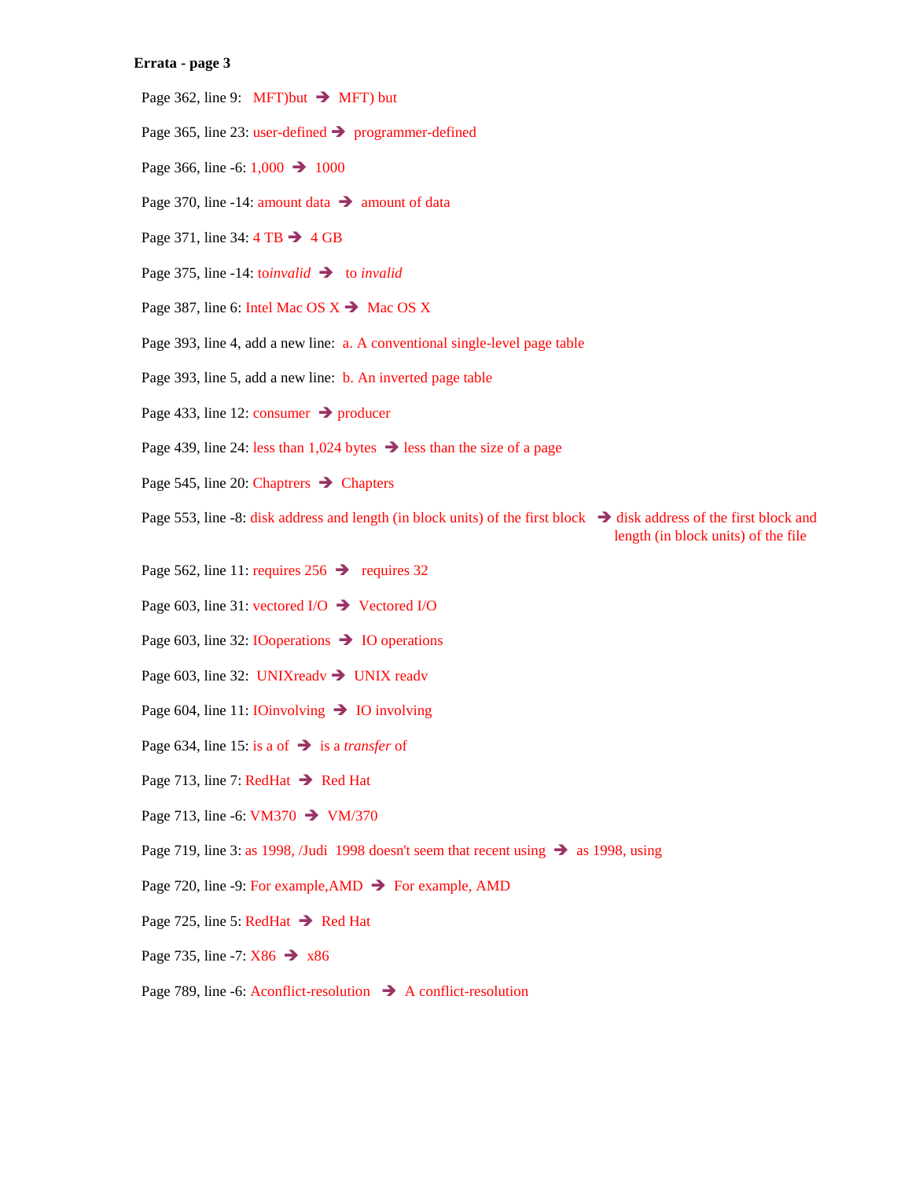**Errata - page 3**

Page 362, line 9: MFT)but ➔ MFT) but

Page 365, line 23: user-defined ➔ programmer-defined

Page 366, line -6: 1,000 ➔ 1000

Page 370, line -14: amount data ➔ amount of data

Page 371, line 34: 4 TB ➔ 4 GB

Page 375, line -14: to*invalid* ➔ to *invalid*

Page 387, line 6: Intel Mac OS X ➔ Mac OS X

Page 393, line 4, add a new line: a. A conventional single-level page table

Page 393, line 5, add a new line: b. An inverted page table

Page 433, line 12: consumer ➔ producer

Page 439, line 24: less than 1,024 bytes ➔ less than the size of a page

Page 545, line 20: Chaptrers ➔ Chapters

Page 553, line -8: disk address and length (in block units) of the first block ➔ disk address of the first block and length (in block units) of the file

Page 562, line 11: requires 256 ➔ requires 32

Page 603, line 31: vectored I/O ➔ Vectored I/O

Page 603, line 32: IOoperations ➔ IO operations

Page 603, line 32: UNIXreadv ➔ UNIX readv

Page 604, line 11: IOinvolving ➔ IO involving

Page 634, line 15: is a of ➔ is a *transfer* of

Page 713, line 7: RedHat ➔ Red Hat

Page 713, line -6: VM370 ➔ VM/370

Page 719, line 3: as 1998, /Judi 1998 doesn't seem that recent using ➔ as 1998, using

Page 720, line -9: For example,AMD ➔ For example, AMD

Page 725, line 5: RedHat ➔ Red Hat

Page 735, line -7: X86 ➔ x86

Page 789, line -6: Aconflict-resolution ➔ A conflict-resolution